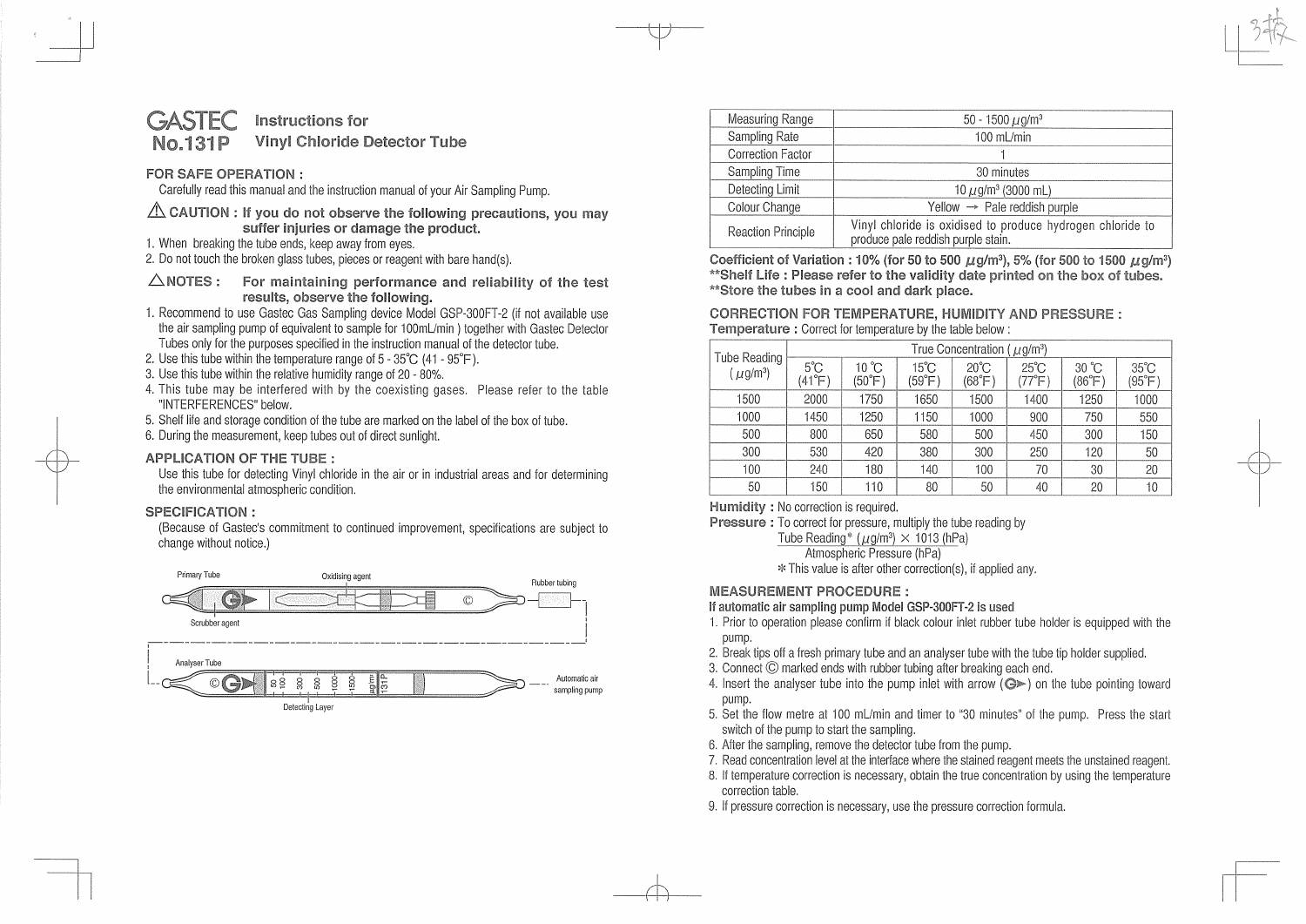# GASTEC No.131P Instructions for Vinyl Chloride Detector Tube

## FOR SAFE OPERATION :

Carefully read this manual and the instruction manual of your Air Sampling Pump.

### ⚠ CAUTION : If you do not observe the following precautions, you may suffer injuries or damage the product.

1. When breaking the tube ends, keep away from eyes.
2. Do not touch the broken glass tubes, pieces or reagent with bare hand(s).

### △NOTES : For maintaining performance and reliability of the test results, observe the following.

1. Recommend to use Gastec Gas Sampling device Model GSP-300FT-2 (if not available use the air sampling pump of equivalent to sample for 100mL/min ) together with Gastec Detector Tubes only for the purposes specified in the instruction manual of the detector tube.
2. Use this tube within the temperature range of 5 - 35°C (41 - 95°F).
3. Use this tube within the relative humidity range of 20 - 80%.
4. This tube may be interfered with by the coexisting gases. Please refer to the table "INTERFERENCES" below.
5. Shelf life and storage condition of the tube are marked on the label of the box of tube.
6. During the measurement, keep tubes out of direct sunlight.

## APPLICATION OF THE TUBE :

Use this tube for detecting Vinyl chloride in the air or in industrial areas and for determining the environmental atmospheric condition.

## SPECIFICATION :

(Because of Gastec's commitment to continued improvement, specifications are subject to change without notice.)

Primary Tube — Oxidising agent — Rubber tubing — Scrubber agent

Analyser Tube — Detecting Layer — Automatic air sampling pump

| Measuring Range | 50 - 1500 μg/m³ |
|---|---|
| Sampling Rate | 100 mL/min |
| Correction Factor | 1 |
| Sampling Time | 30 minutes |
| Detecting Limit | 10 μg/m³ (3000 mL) |
| Colour Change | Yellow → Pale reddish purple |
| Reaction Principle | Vinyl chloride is oxidised to produce hydrogen chloride to produce pale reddish purple stain. |

**Coefficient of Variation : 10% (for 50 to 500 μg/m³), 5% (for 500 to 1500 μg/m³)**
**\*\*Shelf Life : Please refer to the validity date printed on the box of tubes.**
**\*\*Store the tubes in a cool and dark place.**

## CORRECTION FOR TEMPERATURE, HUMIDITY AND PRESSURE :

**Temperature :** Correct for temperature by the table below :

| Tube Reading (μg/m³) | True Concentration (μg/m³) | | | | | | |
|---|---|---|---|---|---|---|---|
| | 5°C (41°F) | 10°C (50°F) | 15°C (59°F) | 20°C (68°F) | 25°C (77°F) | 30°C (86°F) | 35°C (95°F) |
| 1500 | 2000 | 1750 | 1650 | 1500 | 1400 | 1250 | 1000 |
| 1000 | 1450 | 1250 | 1150 | 1000 | 900 | 750 | 550 |
| 500 | 800 | 650 | 580 | 500 | 450 | 300 | 150 |
| 300 | 530 | 420 | 380 | 300 | 250 | 120 | 50 |
| 100 | 240 | 180 | 140 | 100 | 70 | 30 | 20 |
| 50 | 150 | 110 | 80 | 50 | 40 | 20 | 10 |

**Humidity :** No correction is required.

**Pressure :** To correct for pressure, multiply the tube reading by

$$\frac{\text{Tube Reading}^{*}\ (\mu g/m^3) \times 1013\ (hPa)}{\text{Atmospheric Pressure (hPa)}}$$

\* This value is after other correction(s), if applied any.

## MEASUREMENT PROCEDURE :

**If automatic air sampling pump Model GSP-300FT-2 is used**

1. Prior to operation please confirm if black colour inlet rubber tube holder is equipped with the pump.
2. Break tips off a fresh primary tube and an analyser tube with the tube tip holder supplied.
3. Connect © marked ends with rubber tubing after breaking each end.
4. Insert the analyser tube into the pump inlet with arrow (G▶) on the tube pointing toward pump.
5. Set the flow metre at 100 mL/min and timer to "30 minutes" of the pump. Press the start switch of the pump to start the sampling.
6. After the sampling, remove the detector tube from the pump.
7. Read concentration level at the interface where the stained reagent meets the unstained reagent.
8. If temperature correction is necessary, obtain the true concentration by using the temperature correction table.
9. If pressure correction is necessary, use the pressure correction formula.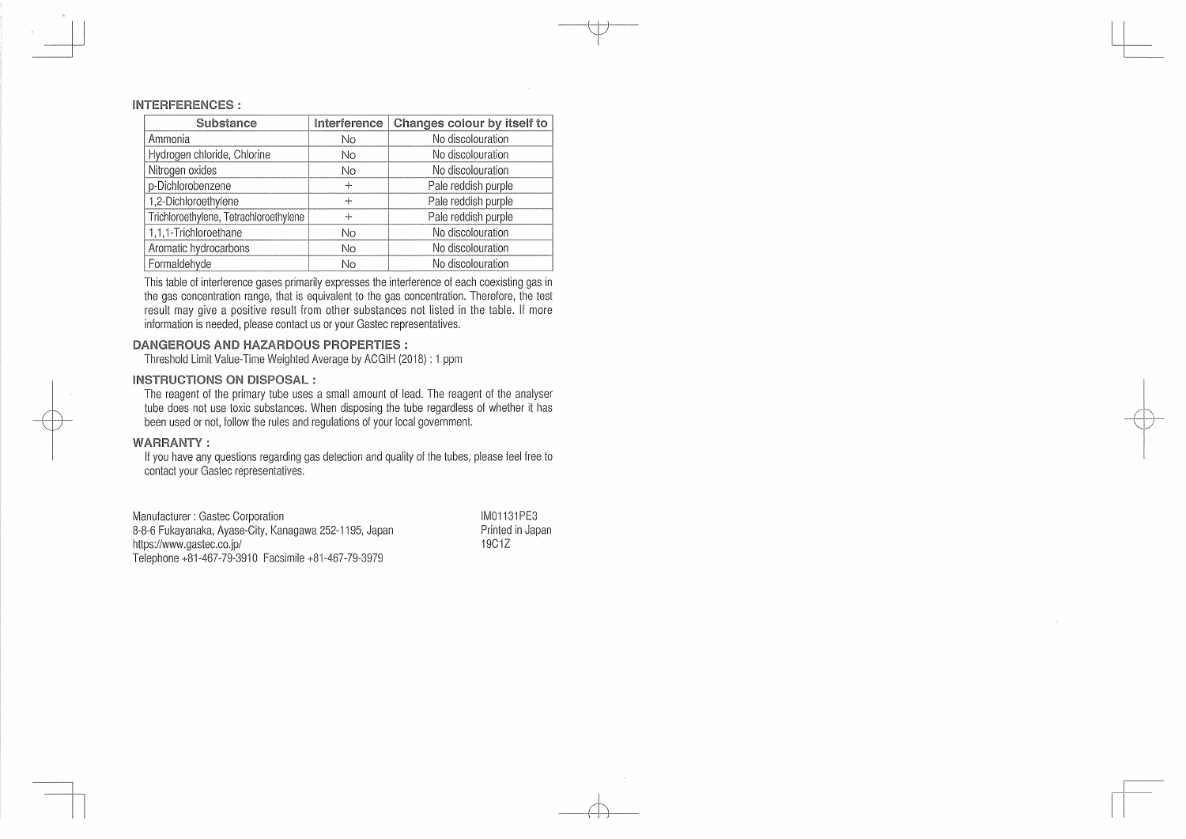## INTERFERENCES :

| Substance | Interference | Changes colour by itself to |
|---|---|---|
| Ammonia | No | No discolouration |
| Hydrogen chloride, Chlorine | No | No discolouration |
| Nitrogen oxides | No | No discolouration |
| p-Dichlorobenzene | + | Pale reddish purple |
| 1,2-Dichloroethylene | + | Pale reddish purple |
| Trichloroethylene, Tetrachloroethylene | + | Pale reddish purple |
| 1,1,1-Trichloroethane | No | No discolouration |
| Aromatic hydrocarbons | No | No discolouration |
| Formaldehyde | No | No discolouration |

This table of interference gases primarily expresses the interference of each coexisting gas in the gas concentration range, that is equivalent to the gas concentration. Therefore, the test result may give a positive result from other substances not listed in the table. If more information is needed, please contact us or your Gastec representatives.

## DANGEROUS AND HAZARDOUS PROPERTIES :

Threshold Limit Value-Time Weighted Average by ACGIH (2018) : 1 ppm

## INSTRUCTIONS ON DISPOSAL :

The reagent of the primary tube uses a small amount of lead. The reagent of the analyser tube does not use toxic substances. When disposing the tube regardless of whether it has been used or not, follow the rules and regulations of your local government.

## WARRANTY :

If you have any questions regarding gas detection and quality of the tubes, please feel free to contact your Gastec representatives.

Manufacturer : Gastec Corporation
8-8-6 Fukayanaka, Ayase-City, Kanagawa 252-1195, Japan
https://www.gastec.co.jp/
Telephone +81-467-79-3910 Facsimile +81-467-79-3979

IM01131PE3
Printed in Japan
19C1Z